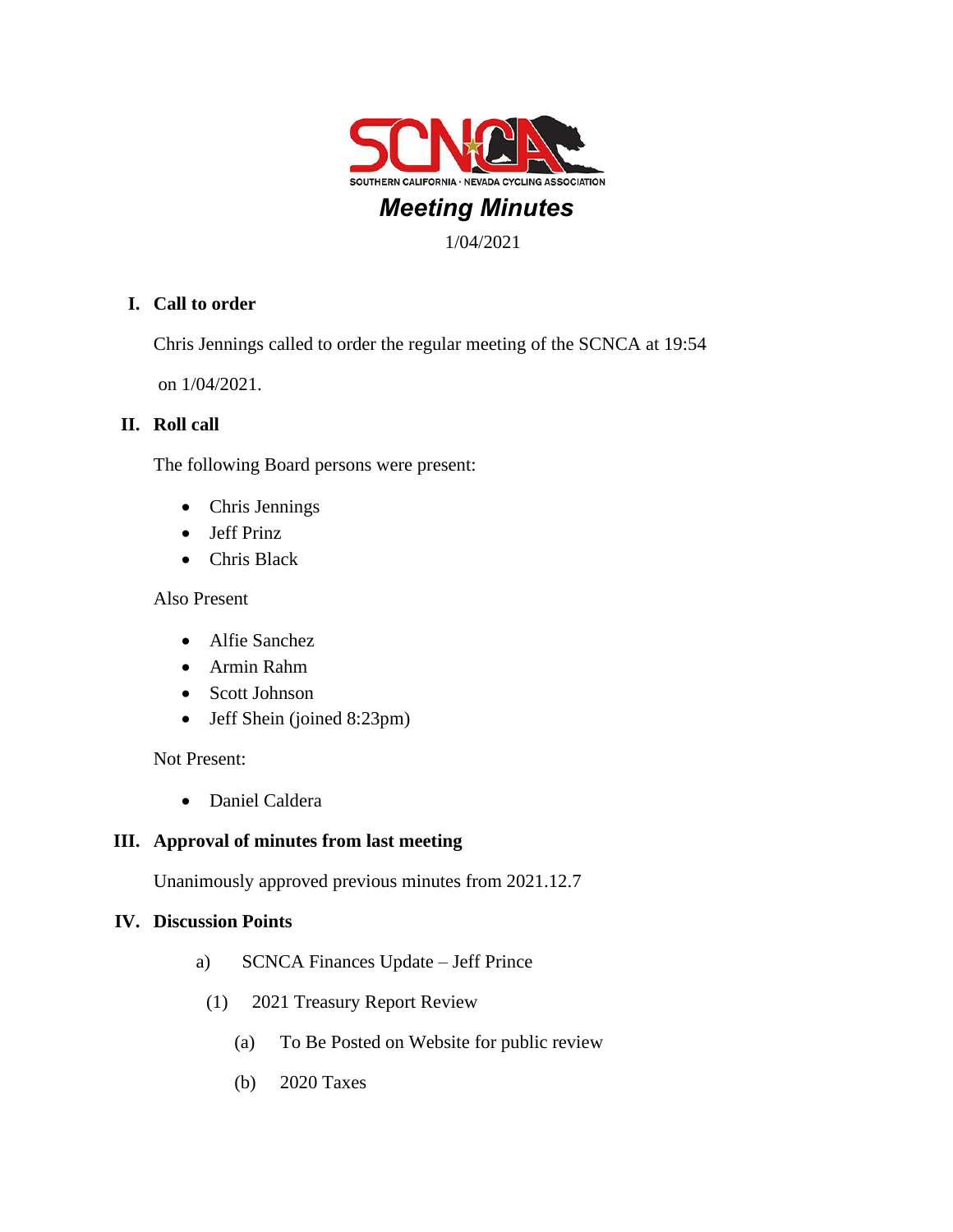SCNCA

SOUTHERN CALIFORNIA · NEVADA CYCLING ASSOCIATION

# *Meeting Minutes*

1/04/2021

## I. Call to order

Chris Jennings called to order the regular meeting of the SCNCA at 19:54 on 1/04/2021.

## II. Roll call

The following Board persons were present:

- Chris Jennings
- Jeff Prinz
- Chris Black

Also Present

- Alfie Sanchez
- Armin Rahm
- Scott Johnson
- Jeff Shein (joined 8:23pm)

Not Present:

- Daniel Caldera

## III. Approval of minutes from last meeting

Unanimously approved previous minutes from 2021.12.7

## IV. Discussion Points

a) SCNCA Finances Update – Jeff Prince

(1) 2021 Treasury Report Review

(a) To Be Posted on Website for public review

(b) 2020 Taxes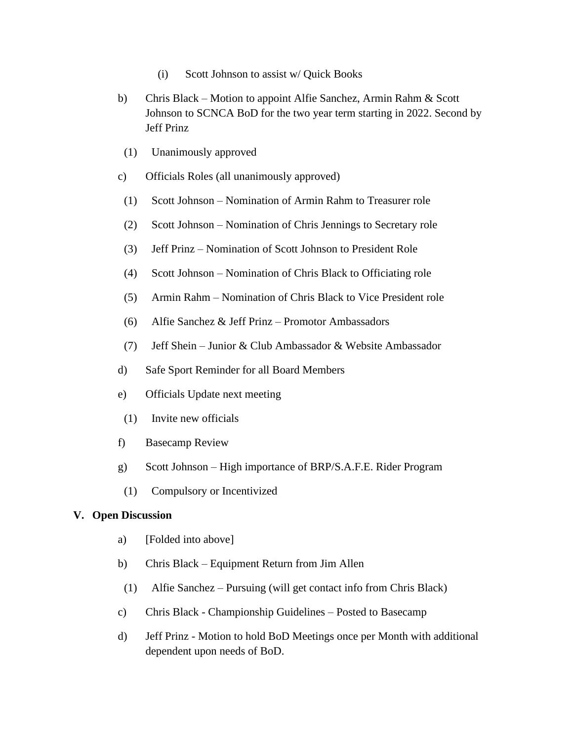(i) Scott Johnson to assist w/ Quick Books

b) Chris Black – Motion to appoint Alfie Sanchez, Armin Rahm & Scott Johnson to SCNCA BoD for the two year term starting in 2022. Second by Jeff Prinz

(1) Unanimously approved

c) Officials Roles (all unanimously approved)

(1) Scott Johnson – Nomination of Armin Rahm to Treasurer role

(2) Scott Johnson – Nomination of Chris Jennings to Secretary role

(3) Jeff Prinz – Nomination of Scott Johnson to President Role

(4) Scott Johnson – Nomination of Chris Black to Officiating role

(5) Armin Rahm – Nomination of Chris Black to Vice President role

(6) Alfie Sanchez & Jeff Prinz – Promotor Ambassadors

(7) Jeff Shein – Junior & Club Ambassador & Website Ambassador

d) Safe Sport Reminder for all Board Members

e) Officials Update next meeting

(1) Invite new officials

f) Basecamp Review

g) Scott Johnson – High importance of BRP/S.A.F.E. Rider Program

(1) Compulsory or Incentivized

## V. Open Discussion

a) [Folded into above]

b) Chris Black – Equipment Return from Jim Allen

(1) Alfie Sanchez – Pursuing (will get contact info from Chris Black)

c) Chris Black - Championship Guidelines – Posted to Basecamp

d) Jeff Prinz - Motion to hold BoD Meetings once per Month with additional dependent upon needs of BoD.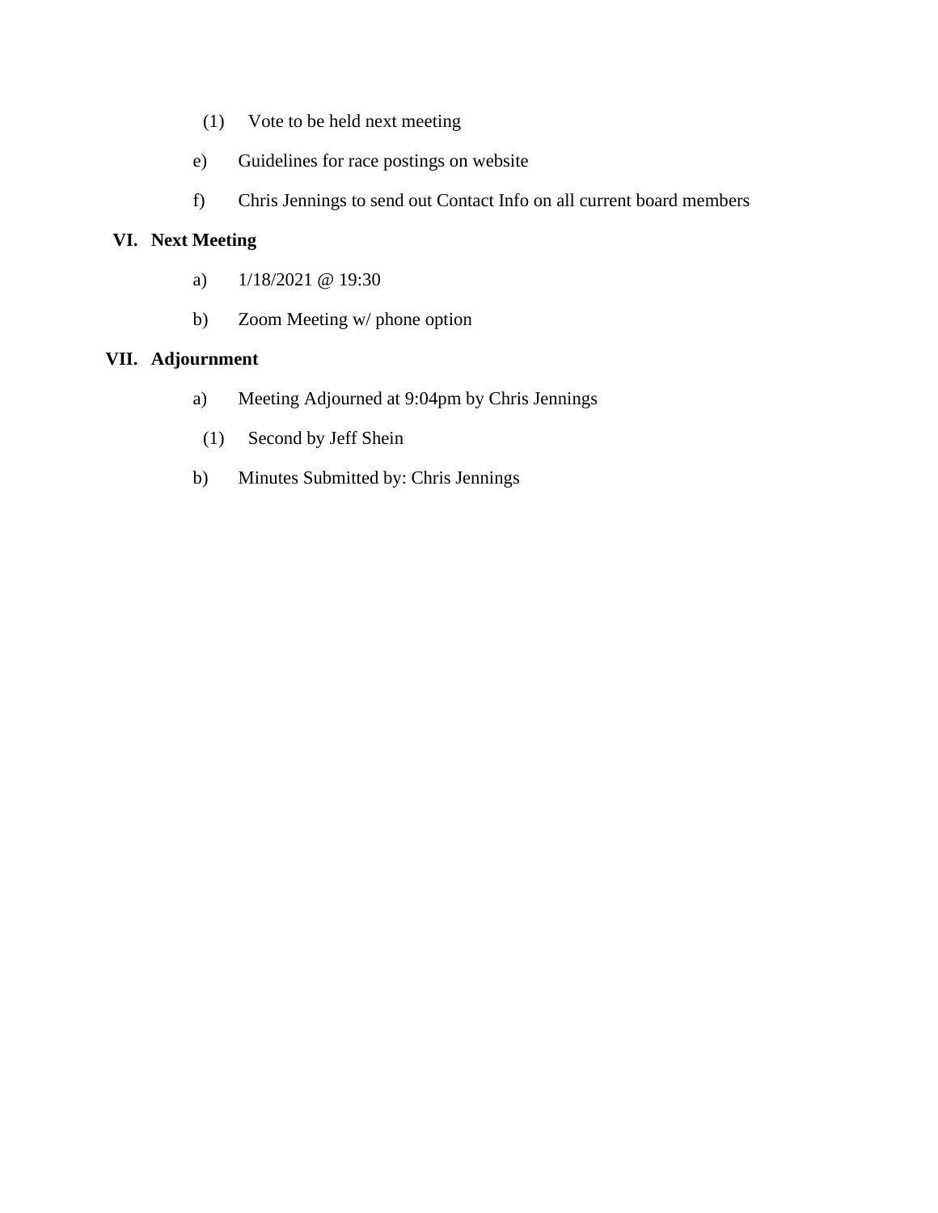(1) Vote to be held next meeting

e) Guidelines for race postings on website

f) Chris Jennings to send out Contact Info on all current board members

**VI. Next Meeting**

a) 1/18/2021 @ 19:30

b) Zoom Meeting w/ phone option

**VII. Adjournment**

a) Meeting Adjourned at 9:04pm by Chris Jennings

(1) Second by Jeff Shein

b) Minutes Submitted by: Chris Jennings